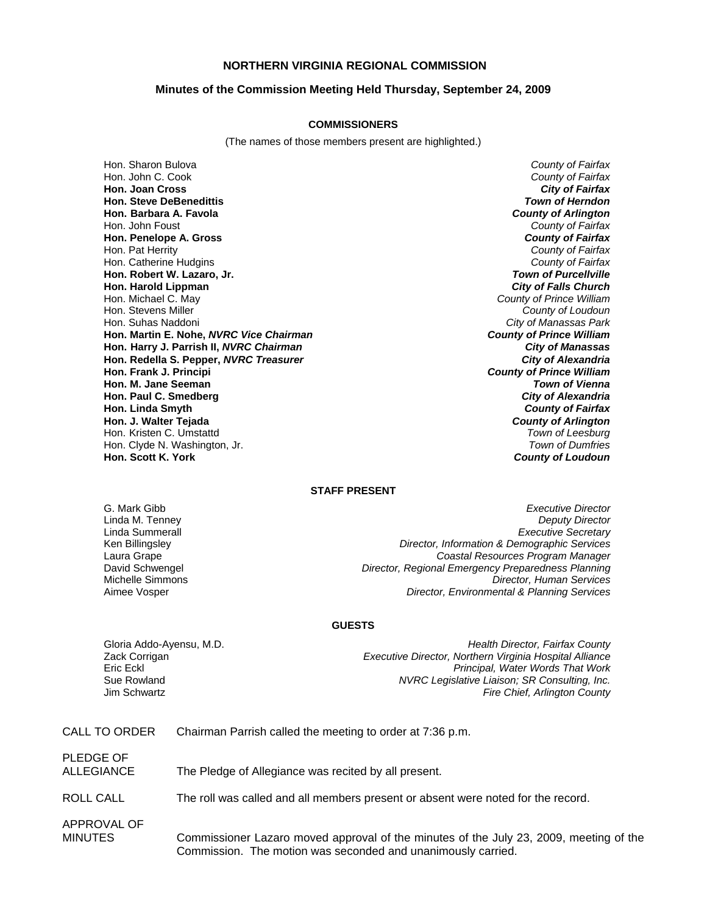# NORTHERN VIRGINIA REGIONAL COMMISSION

## Minutes of the Commission Meeting Held Thursday, September 24, 2009

### COMMISSIONERS

(The names of those members present are highlighted.)

| | |
|---|---|
| Hon. Sharon Bulova | *County of Fairfax* |
| Hon. John C. Cook | *County of Fairfax* |
| **Hon. Joan Cross** | ***City of Fairfax*** |
| **Hon. Steve DeBenedittis** | ***Town of Herndon*** |
| **Hon. Barbara A. Favola** | ***County of Arlington*** |
| Hon. John Foust | *County of Fairfax* |
| **Hon. Penelope A. Gross** | ***County of Fairfax*** |
| Hon. Pat Herrity | *County of Fairfax* |
| Hon. Catherine Hudgins | *County of Fairfax* |
| **Hon. Robert W. Lazaro, Jr.** | ***Town of Purcellville*** |
| **Hon. Harold Lippman** | ***City of Falls Church*** |
| Hon. Michael C. May | *County of Prince William* |
| Hon. Stevens Miller | *County of Loudoun* |
| Hon. Suhas Naddoni | *City of Manassas Park* |
| **Hon. Martin E. Nohe, *NVRC Vice Chairman*** | ***County of Prince William*** |
| **Hon. Harry J. Parrish II, *NVRC Chairman*** | ***City of Manassas*** |
| **Hon. Redella S. Pepper, *NVRC Treasurer*** | ***City of Alexandria*** |
| **Hon. Frank J. Principi** | ***County of Prince William*** |
| **Hon. M. Jane Seeman** | ***Town of Vienna*** |
| **Hon. Paul C. Smedberg** | ***City of Alexandria*** |
| **Hon. Linda Smyth** | ***County of Fairfax*** |
| **Hon. J. Walter Tejada** | ***County of Arlington*** |
| Hon. Kristen C. Umstattd | *Town of Leesburg* |
| Hon. Clyde N. Washington, Jr. | *Town of Dumfries* |
| **Hon. Scott K. York** | ***County of Loudoun*** |

### STAFF PRESENT

| | |
|---|---|
| G. Mark Gibb | *Executive Director* |
| Linda M. Tenney | *Deputy Director* |
| Linda Summerall | *Executive Secretary* |
| Ken Billingsley | *Director, Information & Demographic Services* |
| Laura Grape | *Coastal Resources Program Manager* |
| David Schwengel | *Director, Regional Emergency Preparedness Planning* |
| Michelle Simmons | *Director, Human Services* |
| Aimee Vosper | *Director, Environmental & Planning Services* |

### GUESTS

| | |
|---|---|
| Gloria Addo-Ayensu, M.D. | *Health Director, Fairfax County* |
| Zack Corrigan | *Executive Director, Northern Virginia Hospital Alliance* |
| Eric Eckl | *Principal, Water Words That Work* |
| Sue Rowland | *NVRC Legislative Liaison; SR Consulting, Inc.* |
| Jim Schwartz | *Fire Chief, Arlington County* |

CALL TO ORDER — Chairman Parrish called the meeting to order at 7:36 p.m.

PLEDGE OF ALLEGIANCE — The Pledge of Allegiance was recited by all present.

ROLL CALL — The roll was called and all members present or absent were noted for the record.

APPROVAL OF MINUTES — Commissioner Lazaro moved approval of the minutes of the July 23, 2009, meeting of the Commission. The motion was seconded and unanimously carried.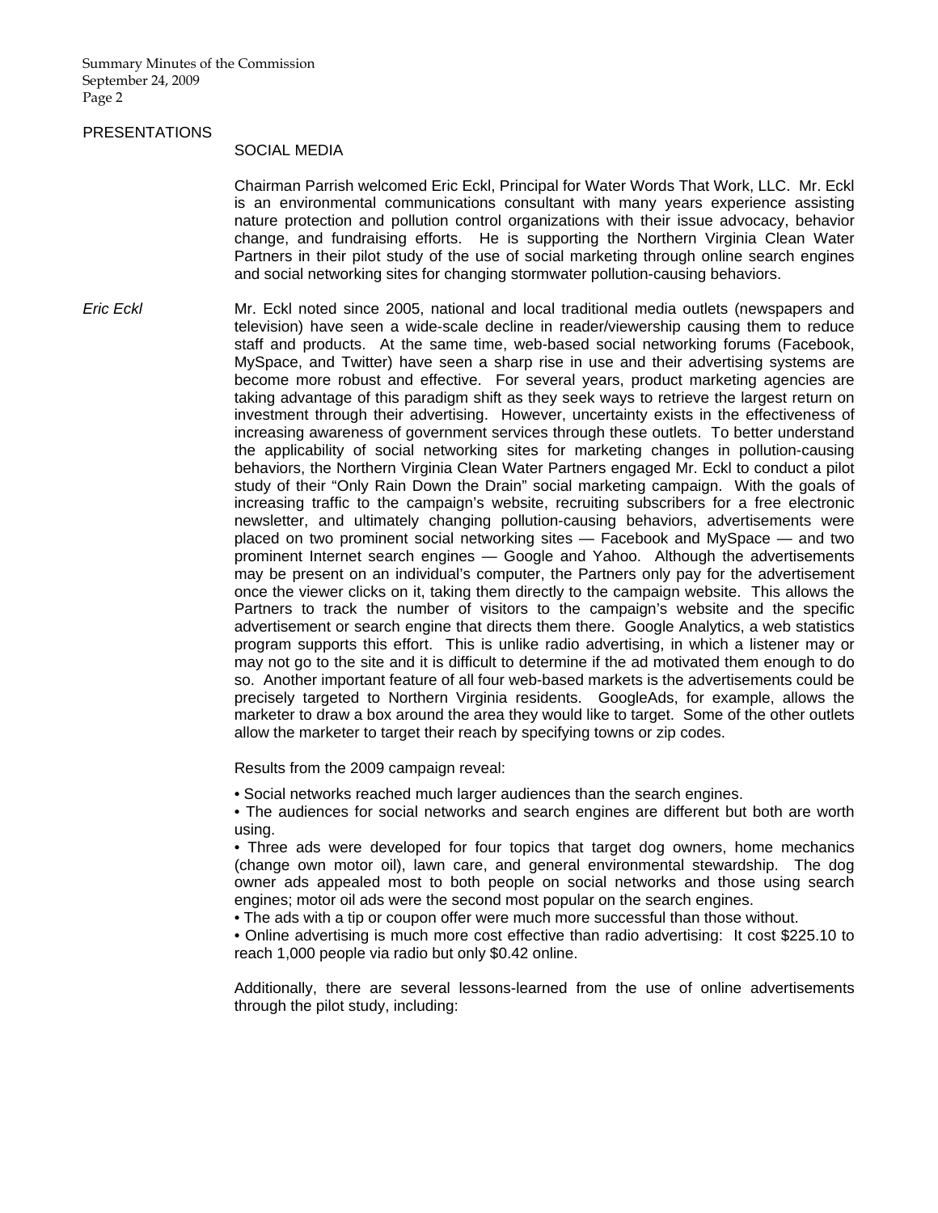## PRESENTATIONS

### SOCIAL MEDIA

Chairman Parrish welcomed Eric Eckl, Principal for Water Words That Work, LLC. Mr. Eckl is an environmental communications consultant with many years experience assisting nature protection and pollution control organizations with their issue advocacy, behavior change, and fundraising efforts. He is supporting the Northern Virginia Clean Water Partners in their pilot study of the use of social marketing through online search engines and social networking sites for changing stormwater pollution-causing behaviors.

*Eric Eckl*

Mr. Eckl noted since 2005, national and local traditional media outlets (newspapers and television) have seen a wide-scale decline in reader/viewership causing them to reduce staff and products. At the same time, web-based social networking forums (Facebook, MySpace, and Twitter) have seen a sharp rise in use and their advertising systems are become more robust and effective. For several years, product marketing agencies are taking advantage of this paradigm shift as they seek ways to retrieve the largest return on investment through their advertising. However, uncertainty exists in the effectiveness of increasing awareness of government services through these outlets. To better understand the applicability of social networking sites for marketing changes in pollution-causing behaviors, the Northern Virginia Clean Water Partners engaged Mr. Eckl to conduct a pilot study of their "Only Rain Down the Drain" social marketing campaign. With the goals of increasing traffic to the campaign's website, recruiting subscribers for a free electronic newsletter, and ultimately changing pollution-causing behaviors, advertisements were placed on two prominent social networking sites — Facebook and MySpace — and two prominent Internet search engines — Google and Yahoo. Although the advertisements may be present on an individual's computer, the Partners only pay for the advertisement once the viewer clicks on it, taking them directly to the campaign website. This allows the Partners to track the number of visitors to the campaign's website and the specific advertisement or search engine that directs them there. Google Analytics, a web statistics program supports this effort. This is unlike radio advertising, in which a listener may or may not go to the site and it is difficult to determine if the ad motivated them enough to do so. Another important feature of all four web-based markets is the advertisements could be precisely targeted to Northern Virginia residents. GoogleAds, for example, allows the marketer to draw a box around the area they would like to target. Some of the other outlets allow the marketer to target their reach by specifying towns or zip codes.

Results from the 2009 campaign reveal:

- Social networks reached much larger audiences than the search engines.
- The audiences for social networks and search engines are different but both are worth using.
- Three ads were developed for four topics that target dog owners, home mechanics (change own motor oil), lawn care, and general environmental stewardship. The dog owner ads appealed most to both people on social networks and those using search engines; motor oil ads were the second most popular on the search engines.
- The ads with a tip or coupon offer were much more successful than those without.
- Online advertising is much more cost effective than radio advertising: It cost $225.10 to reach 1,000 people via radio but only $0.42 online.

Additionally, there are several lessons-learned from the use of online advertisements through the pilot study, including: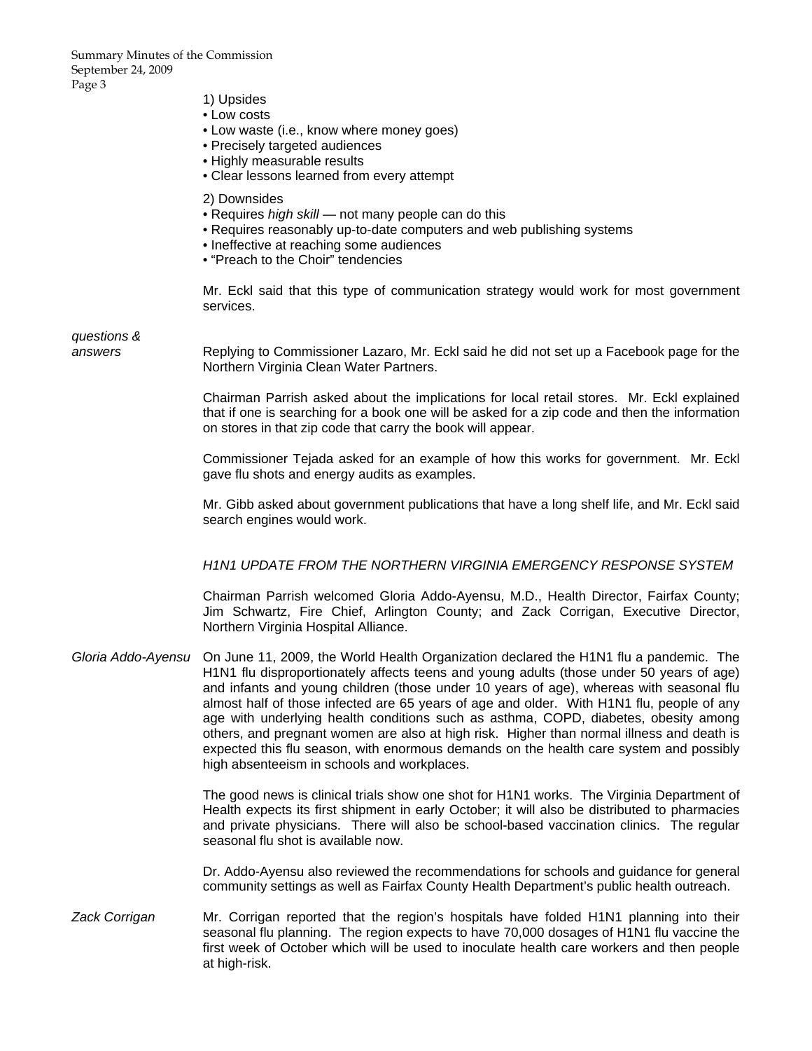1) Upsides

- Low costs
- Low waste (i.e., know where money goes)
- Precisely targeted audiences
- Highly measurable results
- Clear lessons learned from every attempt

2) Downsides

- Requires *high skill* — not many people can do this
- Requires reasonably up-to-date computers and web publishing systems
- Ineffective at reaching some audiences
- "Preach to the Choir" tendencies

Mr. Eckl said that this type of communication strategy would work for most government services.

*questions & answers*

Replying to Commissioner Lazaro, Mr. Eckl said he did not set up a Facebook page for the Northern Virginia Clean Water Partners.

Chairman Parrish asked about the implications for local retail stores. Mr. Eckl explained that if one is searching for a book one will be asked for a zip code and then the information on stores in that zip code that carry the book will appear.

Commissioner Tejada asked for an example of how this works for government. Mr. Eckl gave flu shots and energy audits as examples.

Mr. Gibb asked about government publications that have a long shelf life, and Mr. Eckl said search engines would work.

*H1N1 UPDATE FROM THE NORTHERN VIRGINIA EMERGENCY RESPONSE SYSTEM*

Chairman Parrish welcomed Gloria Addo-Ayensu, M.D., Health Director, Fairfax County; Jim Schwartz, Fire Chief, Arlington County; and Zack Corrigan, Executive Director, Northern Virginia Hospital Alliance.

*Gloria Addo-Ayensu*

On June 11, 2009, the World Health Organization declared the H1N1 flu a pandemic. The H1N1 flu disproportionately affects teens and young adults (those under 50 years of age) and infants and young children (those under 10 years of age), whereas with seasonal flu almost half of those infected are 65 years of age and older. With H1N1 flu, people of any age with underlying health conditions such as asthma, COPD, diabetes, obesity among others, and pregnant women are also at high risk. Higher than normal illness and death is expected this flu season, with enormous demands on the health care system and possibly high absenteeism in schools and workplaces.

The good news is clinical trials show one shot for H1N1 works. The Virginia Department of Health expects its first shipment in early October; it will also be distributed to pharmacies and private physicians. There will also be school-based vaccination clinics. The regular seasonal flu shot is available now.

Dr. Addo-Ayensu also reviewed the recommendations for schools and guidance for general community settings as well as Fairfax County Health Department's public health outreach.

*Zack Corrigan*

Mr. Corrigan reported that the region's hospitals have folded H1N1 planning into their seasonal flu planning. The region expects to have 70,000 dosages of H1N1 flu vaccine the first week of October which will be used to inoculate health care workers and then people at high-risk.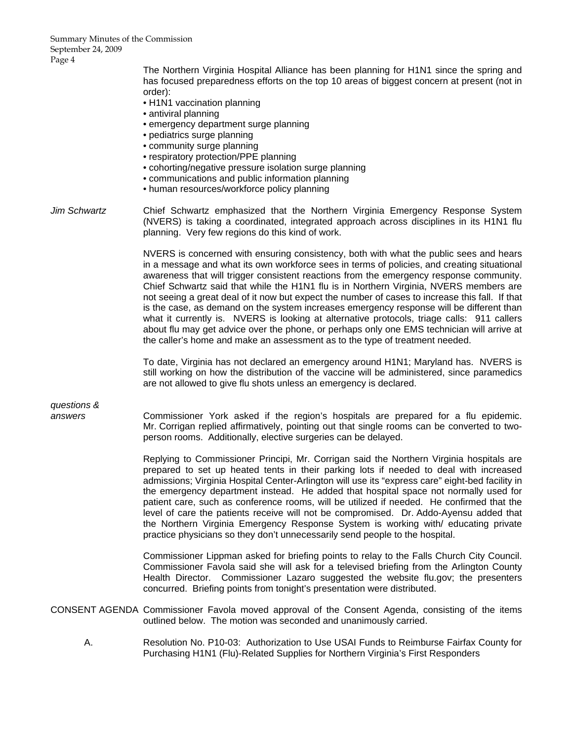The Northern Virginia Hospital Alliance has been planning for H1N1 since the spring and has focused preparedness efforts on the top 10 areas of biggest concern at present (not in order):

- H1N1 vaccination planning
- antiviral planning
- emergency department surge planning
- pediatrics surge planning
- community surge planning
- respiratory protection/PPE planning
- cohorting/negative pressure isolation surge planning
- communications and public information planning
- human resources/workforce policy planning

*Jim Schwartz*

Chief Schwartz emphasized that the Northern Virginia Emergency Response System (NVERS) is taking a coordinated, integrated approach across disciplines in its H1N1 flu planning. Very few regions do this kind of work.

NVERS is concerned with ensuring consistency, both with what the public sees and hears in a message and what its own workforce sees in terms of policies, and creating situational awareness that will trigger consistent reactions from the emergency response community. Chief Schwartz said that while the H1N1 flu is in Northern Virginia, NVERS members are not seeing a great deal of it now but expect the number of cases to increase this fall. If that is the case, as demand on the system increases emergency response will be different than what it currently is. NVERS is looking at alternative protocols, triage calls: 911 callers about flu may get advice over the phone, or perhaps only one EMS technician will arrive at the caller's home and make an assessment as to the type of treatment needed.

To date, Virginia has not declared an emergency around H1N1; Maryland has. NVERS is still working on how the distribution of the vaccine will be administered, since paramedics are not allowed to give flu shots unless an emergency is declared.

*questions & answers*

Commissioner York asked if the region's hospitals are prepared for a flu epidemic. Mr. Corrigan replied affirmatively, pointing out that single rooms can be converted to two-person rooms. Additionally, elective surgeries can be delayed.

Replying to Commissioner Principi, Mr. Corrigan said the Northern Virginia hospitals are prepared to set up heated tents in their parking lots if needed to deal with increased admissions; Virginia Hospital Center-Arlington will use its "express care" eight-bed facility in the emergency department instead. He added that hospital space not normally used for patient care, such as conference rooms, will be utilized if needed. He confirmed that the level of care the patients receive will not be compromised. Dr. Addo-Ayensu added that the Northern Virginia Emergency Response System is working with/ educating private practice physicians so they don't unnecessarily send people to the hospital.

Commissioner Lippman asked for briefing points to relay to the Falls Church City Council. Commissioner Favola said she will ask for a televised briefing from the Arlington County Health Director. Commissioner Lazaro suggested the website flu.gov; the presenters concurred. Briefing points from tonight's presentation were distributed.

CONSENT AGENDA

Commissioner Favola moved approval of the Consent Agenda, consisting of the items outlined below. The motion was seconded and unanimously carried.

A. Resolution No. P10-03: Authorization to Use USAI Funds to Reimburse Fairfax County for Purchasing H1N1 (Flu)-Related Supplies for Northern Virginia's First Responders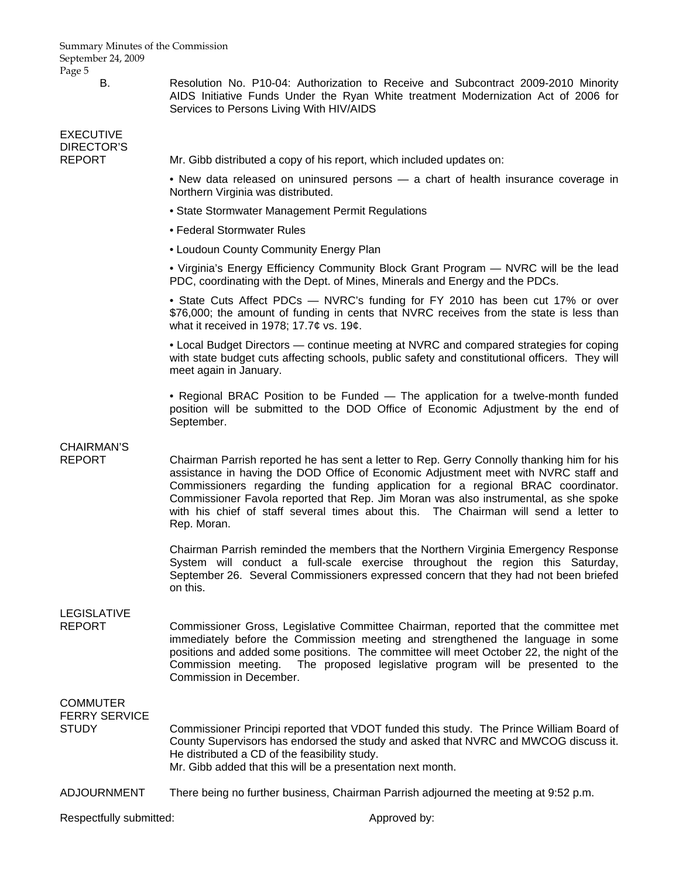B. Resolution No. P10-04: Authorization to Receive and Subcontract 2009-2010 Minority AIDS Initiative Funds Under the Ryan White treatment Modernization Act of 2006 for Services to Persons Living With HIV/AIDS

**EXECUTIVE DIRECTOR'S REPORT**

Mr. Gibb distributed a copy of his report, which included updates on:

- New data released on uninsured persons — a chart of health insurance coverage in Northern Virginia was distributed.
- State Stormwater Management Permit Regulations
- Federal Stormwater Rules
- Loudoun County Community Energy Plan
- Virginia's Energy Efficiency Community Block Grant Program — NVRC will be the lead PDC, coordinating with the Dept. of Mines, Minerals and Energy and the PDCs.
- State Cuts Affect PDCs — NVRC's funding for FY 2010 has been cut 17% or over $76,000; the amount of funding in cents that NVRC receives from the state is less than what it received in 1978; 17.7¢ vs. 19¢.
- Local Budget Directors — continue meeting at NVRC and compared strategies for coping with state budget cuts affecting schools, public safety and constitutional officers. They will meet again in January.
- Regional BRAC Position to be Funded — The application for a twelve-month funded position will be submitted to the DOD Office of Economic Adjustment by the end of September.

**CHAIRMAN'S REPORT**

Chairman Parrish reported he has sent a letter to Rep. Gerry Connolly thanking him for his assistance in having the DOD Office of Economic Adjustment meet with NVRC staff and Commissioners regarding the funding application for a regional BRAC coordinator. Commissioner Favola reported that Rep. Jim Moran was also instrumental, as she spoke with his chief of staff several times about this. The Chairman will send a letter to Rep. Moran.

Chairman Parrish reminded the members that the Northern Virginia Emergency Response System will conduct a full-scale exercise throughout the region this Saturday, September 26. Several Commissioners expressed concern that they had not been briefed on this.

**LEGISLATIVE REPORT**

Commissioner Gross, Legislative Committee Chairman, reported that the committee met immediately before the Commission meeting and strengthened the language in some positions and added some positions. The committee will meet October 22, the night of the Commission meeting. The proposed legislative program will be presented to the Commission in December.

**COMMUTER FERRY SERVICE STUDY**

Commissioner Principi reported that VDOT funded this study. The Prince William Board of County Supervisors has endorsed the study and asked that NVRC and MWCOG discuss it. He distributed a CD of the feasibility study.
Mr. Gibb added that this will be a presentation next month.

**ADJOURNMENT**

There being no further business, Chairman Parrish adjourned the meeting at 9:52 p.m.

Respectfully submitted: Approved by: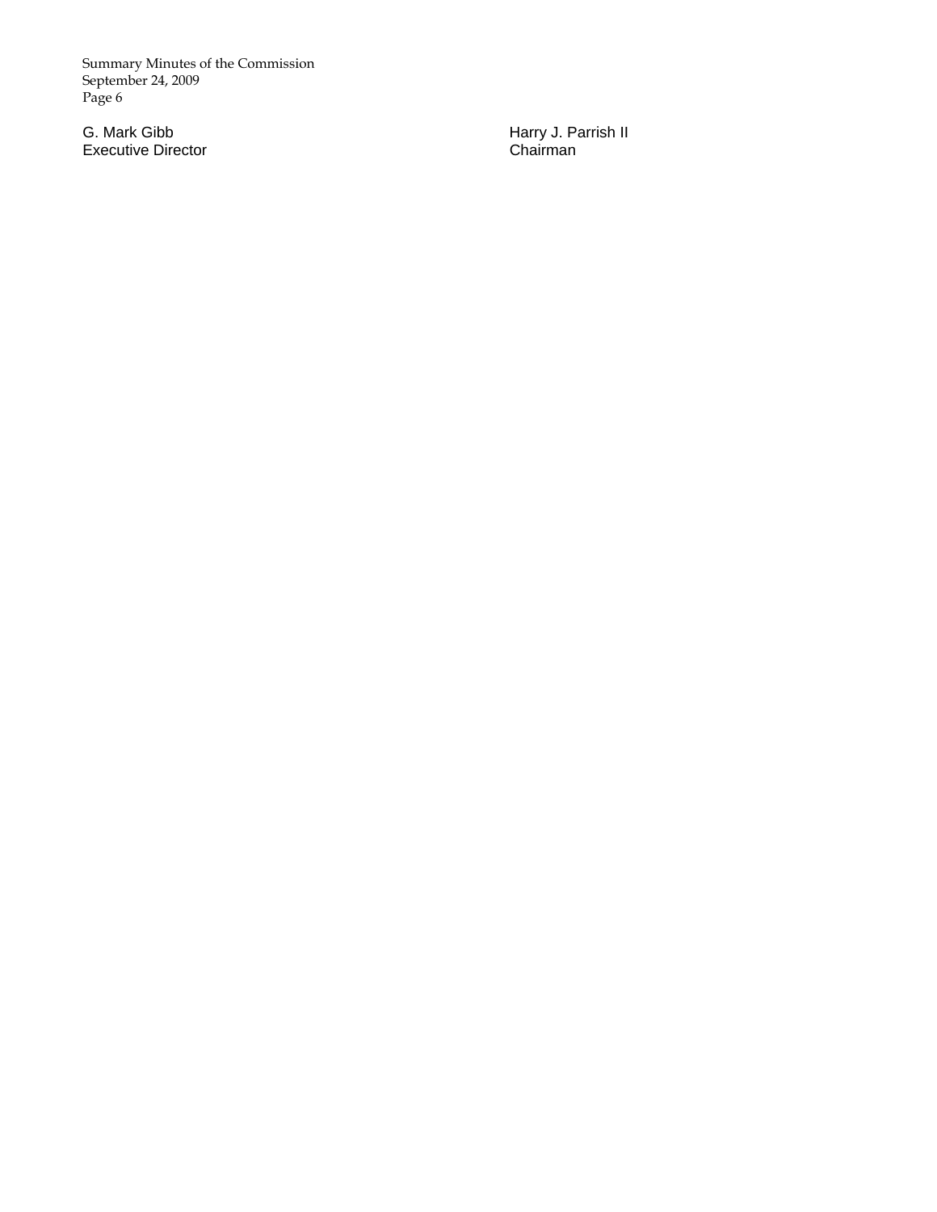G. Mark Gibb
Executive Director

Harry J. Parrish II
Chairman